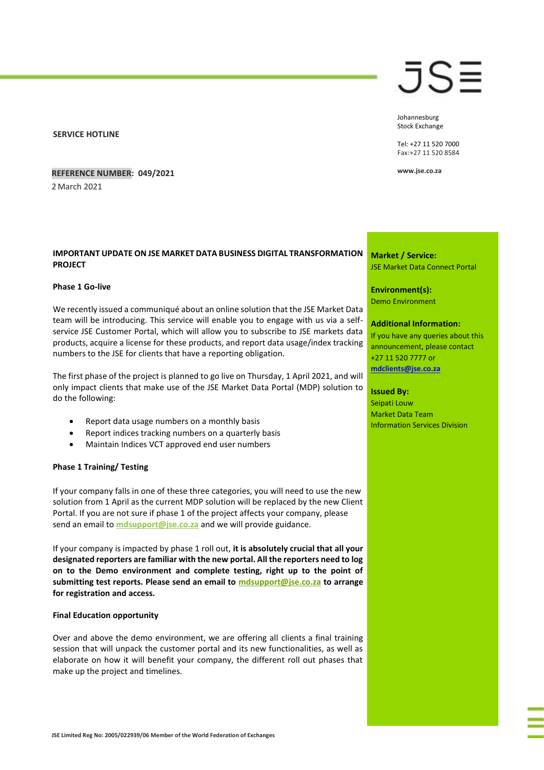JSE

Johannesburg
Stock Exchange

Tel: +27 11 520 7000
Fax:+27 11 520 8584

www.jse.co.za

**SERVICE HOTLINE**

**REFERENCE NUMBER: 049/2021**

2 March 2021

## IMPORTANT UPDATE ON JSE MARKET DATA BUSINESS DIGITAL TRANSFORMATION PROJECT

**Market / Service:**
JSE Market Data Connect Portal

**Environment(s):**
Demo Environment

**Additional Information:**
If you have any queries about this announcement, please contact +27 11 520 7777 or **mdclients@jse.co.za**

**Issued By:**
Seipati Louw
Market Data Team
Information Services Division

### Phase 1 Go-live

We recently issued a communiqué about an online solution that the JSE Market Data team will be introducing. This service will enable you to engage with us via a self-service JSE Customer Portal, which will allow you to subscribe to JSE markets data products, acquire a license for these products, and report data usage/index tracking numbers to the JSE for clients that have a reporting obligation.

The first phase of the project is planned to go live on Thursday, 1 April 2021, and will only impact clients that make use of the JSE Market Data Portal (MDP) solution to do the following:

- Report data usage numbers on a monthly basis
- Report indices tracking numbers on a quarterly basis
- Maintain Indices VCT approved end user numbers

### Phase 1 Training/ Testing

If your company falls in one of these three categories, you will need to use the new solution from 1 April as the current MDP solution will be replaced by the new Client Portal. If you are not sure if phase 1 of the project affects your company, please send an email to **mdsupport@jse.co.za** and we will provide guidance.

If your company is impacted by phase 1 roll out, **it is absolutely crucial that all your designated reporters are familiar with the new portal. All the reporters need to log on to the Demo environment and complete testing, right up to the point of submitting test reports. Please send an email to mdsupport@jse.co.za to arrange for registration and access.**

### Final Education opportunity

Over and above the demo environment, we are offering all clients a final training session that will unpack the customer portal and its new functionalities, as well as elaborate on how it will benefit your company, the different roll out phases that make up the project and timelines.

JSE Limited Reg No: 2005/022939/06 Member of the World Federation of Exchanges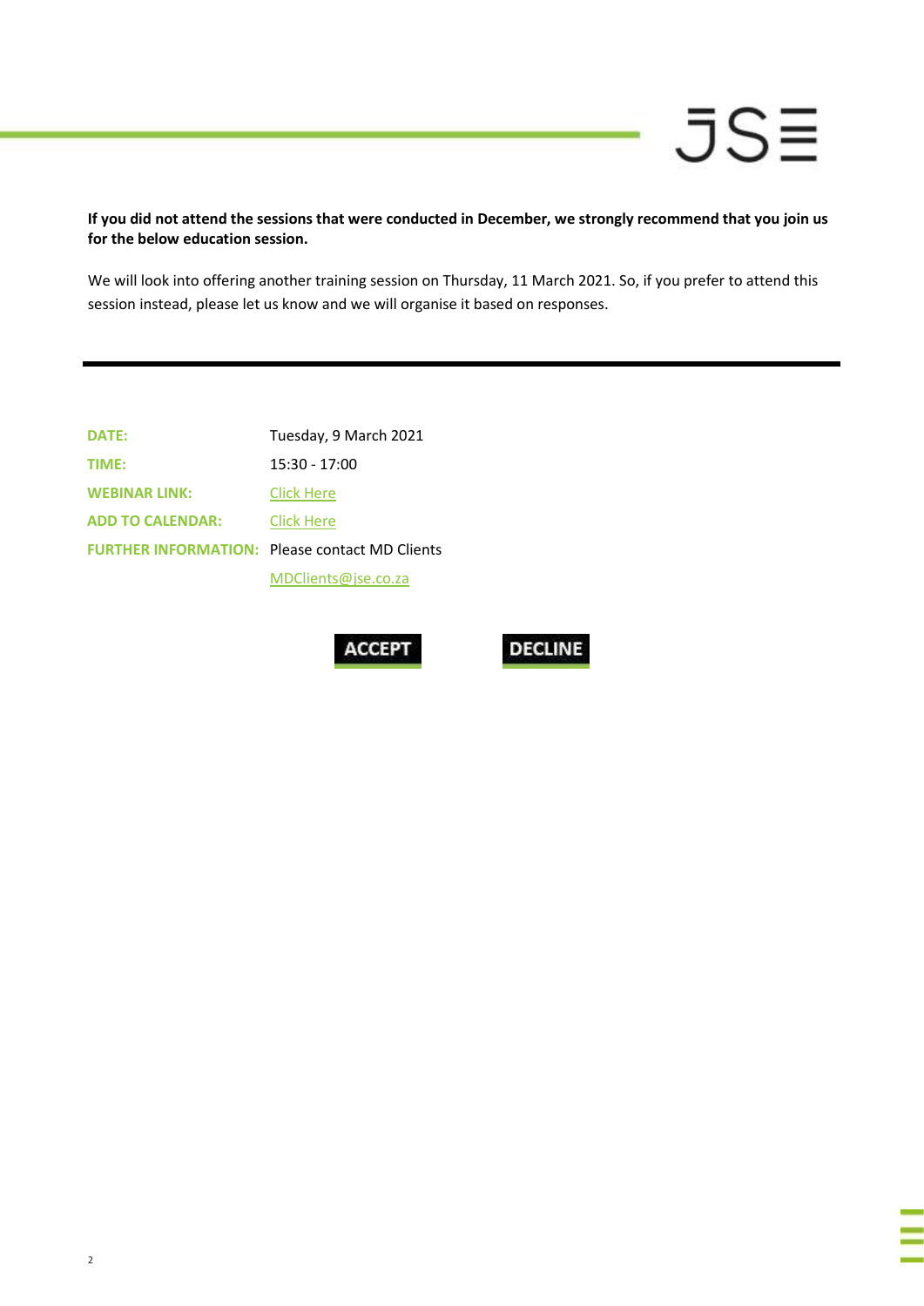**If you did not attend the sessions that were conducted in December, we strongly recommend that you join us for the below education session.**

We will look into offering another training session on Thursday, 11 March 2021. So, if you prefer to attend this session instead, please let us know and we will organise it based on responses.

| | |
|---|---|
| **DATE:** | Tuesday, 9 March 2021 |
| **TIME:** | 15:30 - 17:00 |
| **WEBINAR LINK:** | Click Here |
| **ADD TO CALENDAR:** | Click Here |
| **FURTHER INFORMATION:** | Please contact MD Clients MDClients@jse.co.za |

**ACCEPT** **DECLINE**